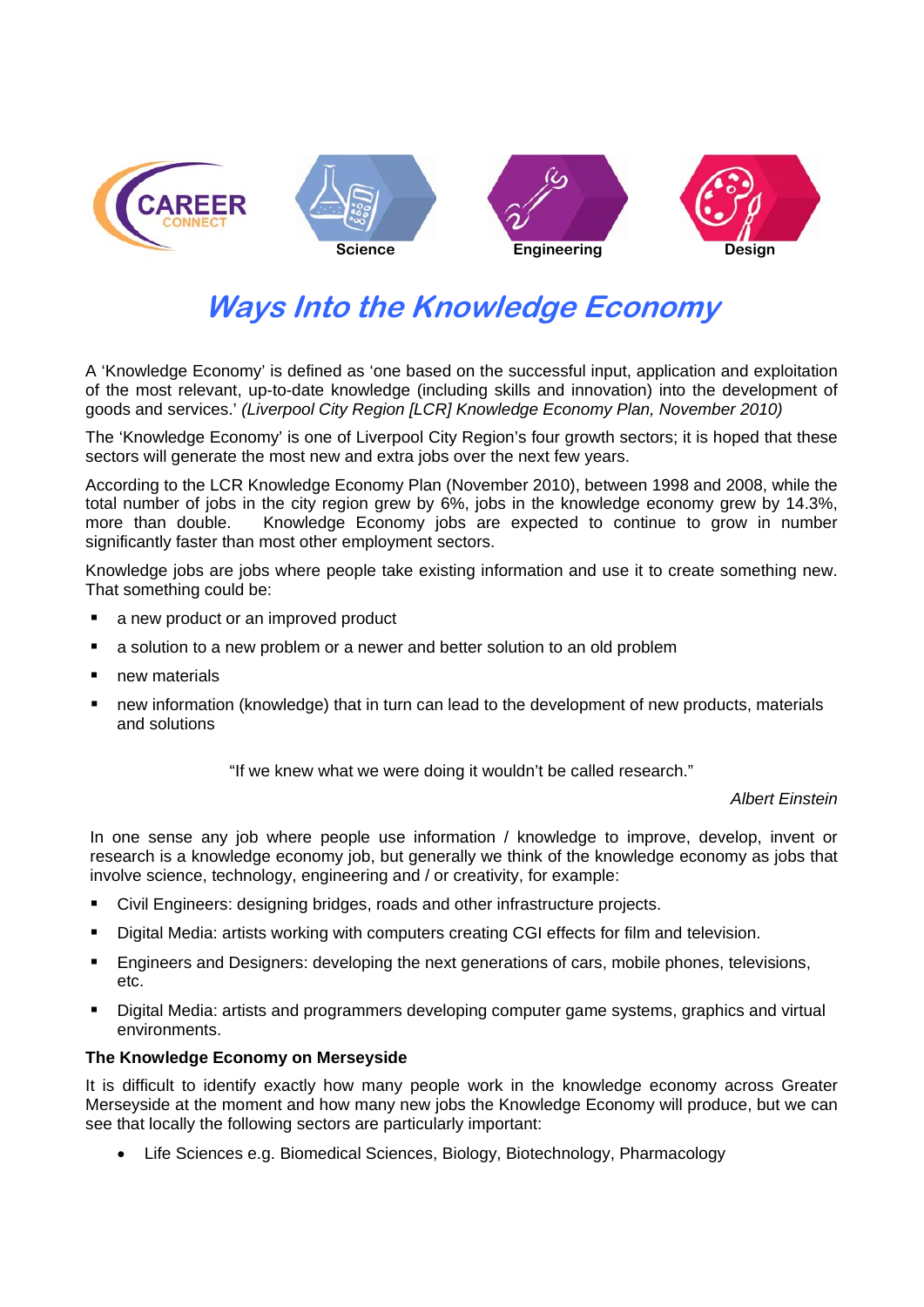CAREER CONNECT

Science Engineering Design

# Ways Into the Knowledge Economy

A 'Knowledge Economy' is defined as 'one based on the successful input, application and exploitation of the most relevant, up-to-date knowledge (including skills and innovation) into the development of goods and services.' *(Liverpool City Region [LCR] Knowledge Economy Plan, November 2010)*

The 'Knowledge Economy' is one of Liverpool City Region's four growth sectors; it is hoped that these sectors will generate the most new and extra jobs over the next few years.

According to the LCR Knowledge Economy Plan (November 2010), between 1998 and 2008, while the total number of jobs in the city region grew by 6%, jobs in the knowledge economy grew by 14.3%, more than double. Knowledge Economy jobs are expected to continue to grow in number significantly faster than most other employment sectors.

Knowledge jobs are jobs where people take existing information and use it to create something new. That something could be:

- a new product or an improved product
- a solution to a new problem or a newer and better solution to an old problem
- new materials
- new information (knowledge) that in turn can lead to the development of new products, materials and solutions

"If we knew what we were doing it wouldn't be called research."

*Albert Einstein*

In one sense any job where people use information / knowledge to improve, develop, invent or research is a knowledge economy job, but generally we think of the knowledge economy as jobs that involve science, technology, engineering and / or creativity, for example:

- Civil Engineers: designing bridges, roads and other infrastructure projects.
- Digital Media: artists working with computers creating CGI effects for film and television.
- Engineers and Designers: developing the next generations of cars, mobile phones, televisions, etc.
- Digital Media: artists and programmers developing computer game systems, graphics and virtual environments.

**The Knowledge Economy on Merseyside**

It is difficult to identify exactly how many people work in the knowledge economy across Greater Merseyside at the moment and how many new jobs the Knowledge Economy will produce, but we can see that locally the following sectors are particularly important:

- Life Sciences e.g. Biomedical Sciences, Biology, Biotechnology, Pharmacology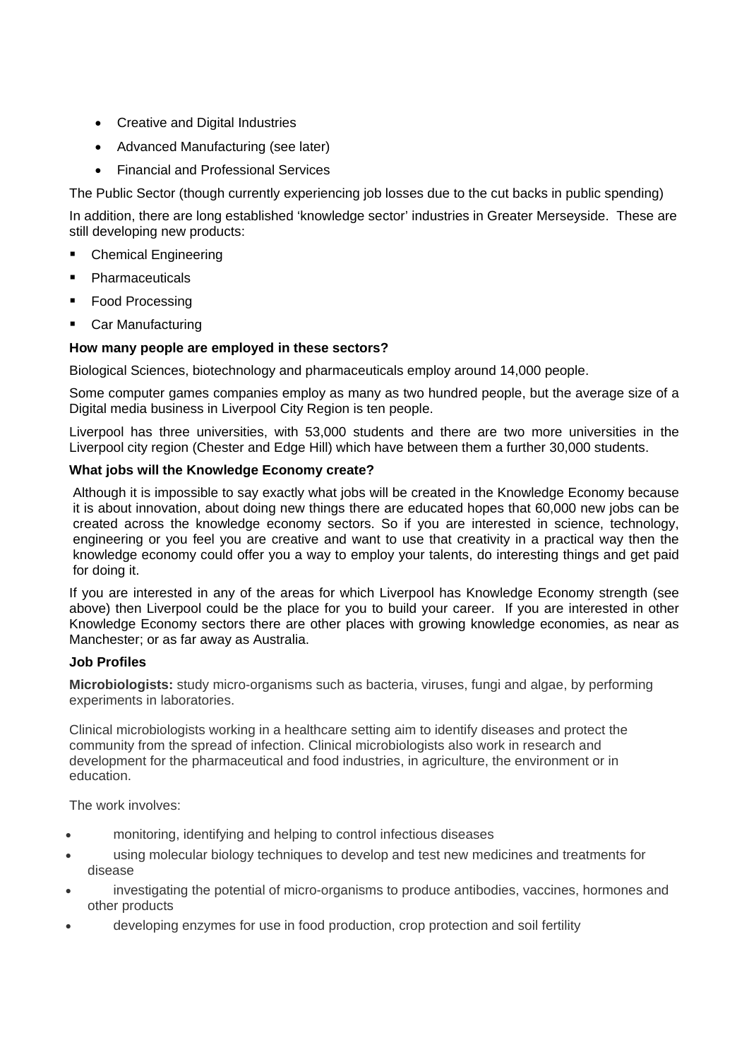- Creative and Digital Industries
- Advanced Manufacturing (see later)
- Financial and Professional Services

The Public Sector (though currently experiencing job losses due to the cut backs in public spending)

In addition, there are long established 'knowledge sector' industries in Greater Merseyside. These are still developing new products:

- Chemical Engineering
- Pharmaceuticals
- Food Processing
- Car Manufacturing

**How many people are employed in these sectors?**

Biological Sciences, biotechnology and pharmaceuticals employ around 14,000 people.

Some computer games companies employ as many as two hundred people, but the average size of a Digital media business in Liverpool City Region is ten people.

Liverpool has three universities, with 53,000 students and there are two more universities in the Liverpool city region (Chester and Edge Hill) which have between them a further 30,000 students.

**What jobs will the Knowledge Economy create?**

Although it is impossible to say exactly what jobs will be created in the Knowledge Economy because it is about innovation, about doing new things there are educated hopes that 60,000 new jobs can be created across the knowledge economy sectors. So if you are interested in science, technology, engineering or you feel you are creative and want to use that creativity in a practical way then the knowledge economy could offer you a way to employ your talents, do interesting things and get paid for doing it.

If you are interested in any of the areas for which Liverpool has Knowledge Economy strength (see above) then Liverpool could be the place for you to build your career. If you are interested in other Knowledge Economy sectors there are other places with growing knowledge economies, as near as Manchester; or as far away as Australia.

**Job Profiles**

**Microbiologists:** study micro-organisms such as bacteria, viruses, fungi and algae, by performing experiments in laboratories.

Clinical microbiologists working in a healthcare setting aim to identify diseases and protect the community from the spread of infection. Clinical microbiologists also work in research and development for the pharmaceutical and food industries, in agriculture, the environment or in education.

The work involves:

- monitoring, identifying and helping to control infectious diseases
- using molecular biology techniques to develop and test new medicines and treatments for disease
- investigating the potential of micro-organisms to produce antibodies, vaccines, hormones and other products
- developing enzymes for use in food production, crop protection and soil fertility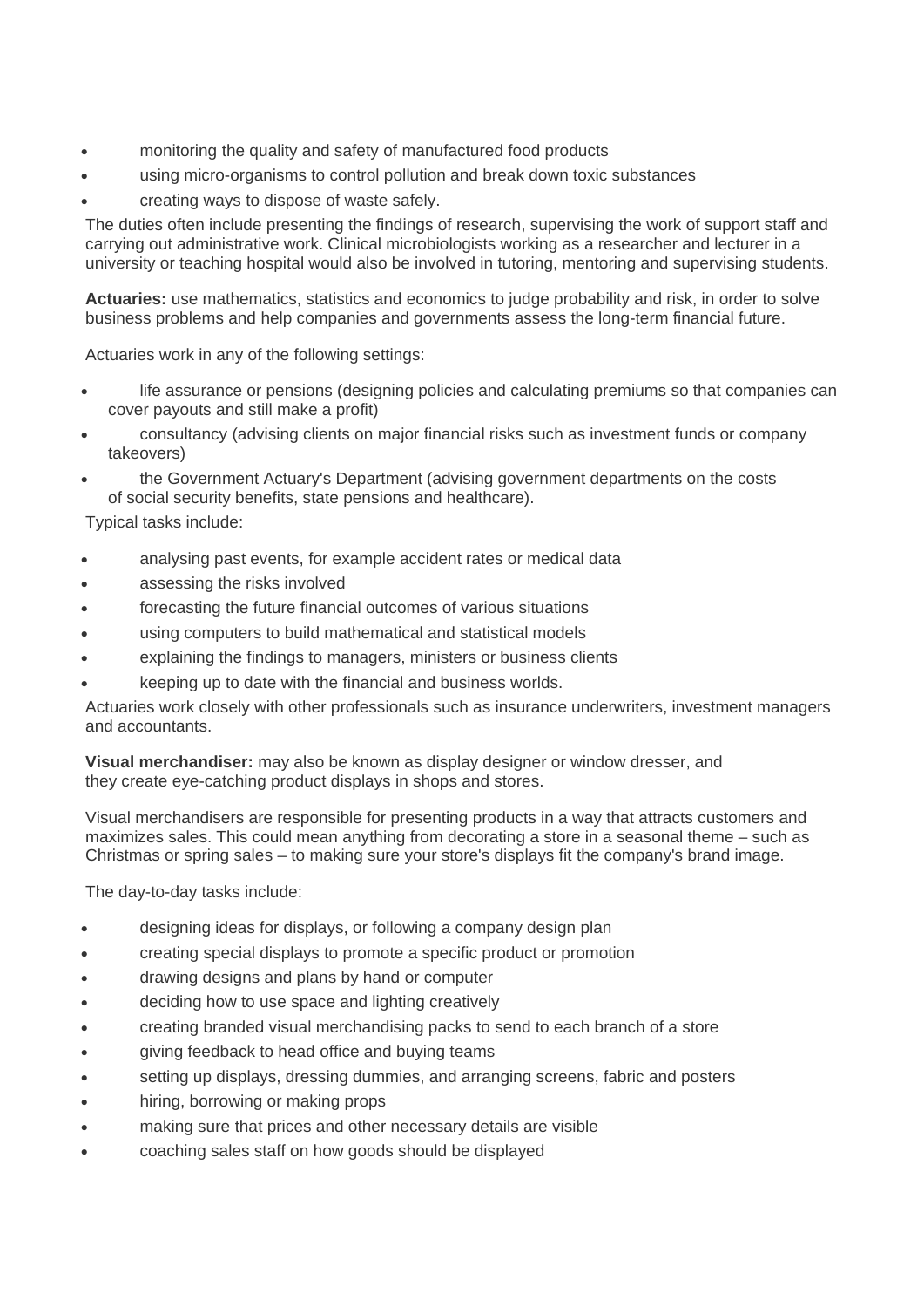- monitoring the quality and safety of manufactured food products
- using micro-organisms to control pollution and break down toxic substances
- creating ways to dispose of waste safely.

The duties often include presenting the findings of research, supervising the work of support staff and carrying out administrative work. Clinical microbiologists working as a researcher and lecturer in a university or teaching hospital would also be involved in tutoring, mentoring and supervising students.

**Actuaries:** use mathematics, statistics and economics to judge probability and risk, in order to solve business problems and help companies and governments assess the long-term financial future.

Actuaries work in any of the following settings:

- life assurance or pensions (designing policies and calculating premiums so that companies can cover payouts and still make a profit)
- consultancy (advising clients on major financial risks such as investment funds or company takeovers)
- the Government Actuary's Department (advising government departments on the costs of social security benefits, state pensions and healthcare).

Typical tasks include:

- analysing past events, for example accident rates or medical data
- assessing the risks involved
- forecasting the future financial outcomes of various situations
- using computers to build mathematical and statistical models
- explaining the findings to managers, ministers or business clients
- keeping up to date with the financial and business worlds.

Actuaries work closely with other professionals such as insurance underwriters, investment managers and accountants.

**Visual merchandiser:** may also be known as display designer or window dresser, and they create eye-catching product displays in shops and stores.

Visual merchandisers are responsible for presenting products in a way that attracts customers and maximizes sales. This could mean anything from decorating a store in a seasonal theme – such as Christmas or spring sales – to making sure your store's displays fit the company's brand image.

The day-to-day tasks include:

- designing ideas for displays, or following a company design plan
- creating special displays to promote a specific product or promotion
- drawing designs and plans by hand or computer
- deciding how to use space and lighting creatively
- creating branded visual merchandising packs to send to each branch of a store
- giving feedback to head office and buying teams
- setting up displays, dressing dummies, and arranging screens, fabric and posters
- hiring, borrowing or making props
- making sure that prices and other necessary details are visible
- coaching sales staff on how goods should be displayed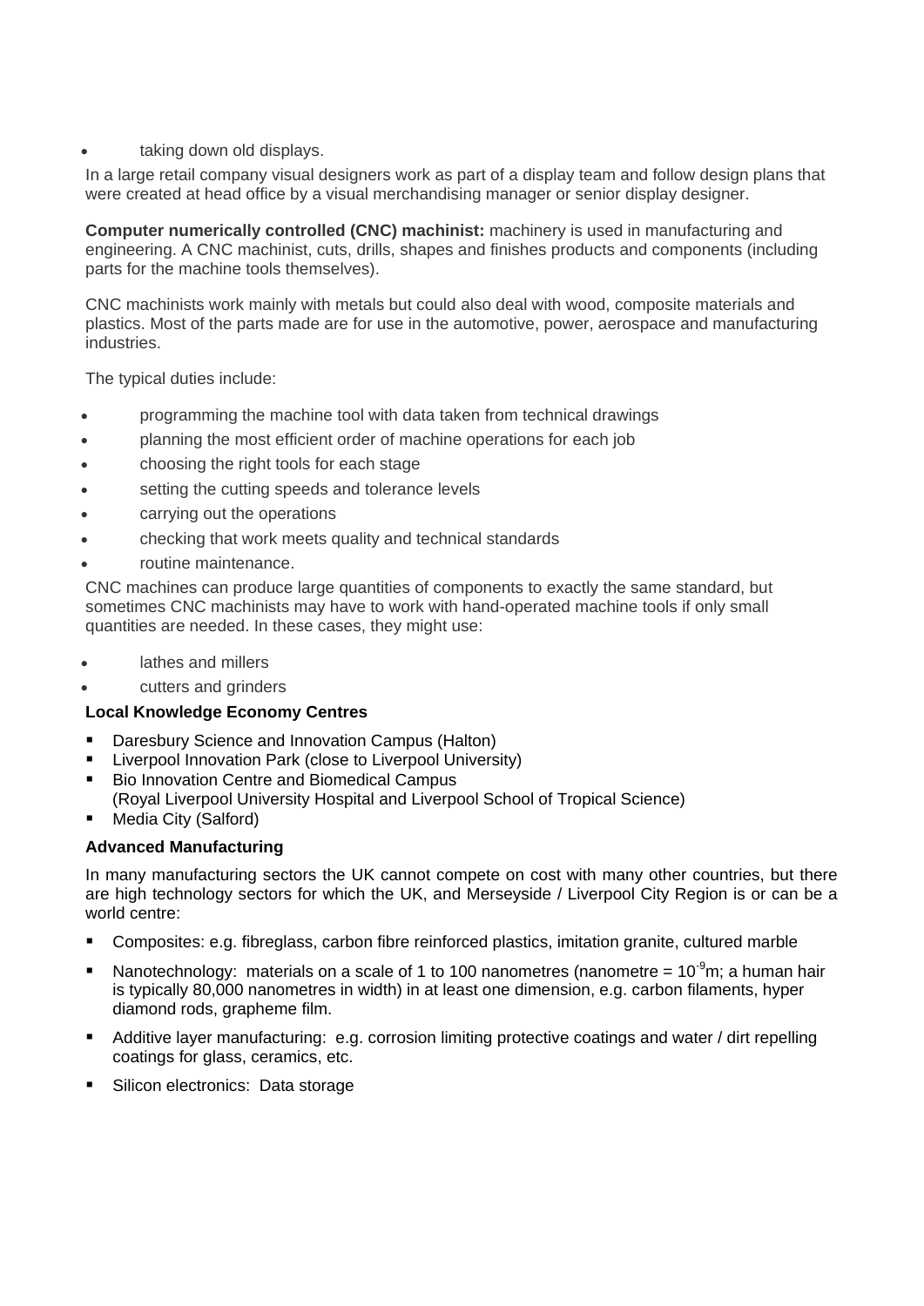- taking down old displays.

In a large retail company visual designers work as part of a display team and follow design plans that were created at head office by a visual merchandising manager or senior display designer.

**Computer numerically controlled (CNC) machinist:** machinery is used in manufacturing and engineering. A CNC machinist, cuts, drills, shapes and finishes products and components (including parts for the machine tools themselves).

CNC machinists work mainly with metals but could also deal with wood, composite materials and plastics. Most of the parts made are for use in the automotive, power, aerospace and manufacturing industries.

The typical duties include:

- programming the machine tool with data taken from technical drawings
- planning the most efficient order of machine operations for each job
- choosing the right tools for each stage
- setting the cutting speeds and tolerance levels
- carrying out the operations
- checking that work meets quality and technical standards
- routine maintenance.

CNC machines can produce large quantities of components to exactly the same standard, but sometimes CNC machinists may have to work with hand-operated machine tools if only small quantities are needed. In these cases, they might use:

- lathes and millers
- cutters and grinders

**Local Knowledge Economy Centres**

- Daresbury Science and Innovation Campus (Halton)
- Liverpool Innovation Park (close to Liverpool University)
- Bio Innovation Centre and Biomedical Campus
  (Royal Liverpool University Hospital and Liverpool School of Tropical Science)
- Media City (Salford)

**Advanced Manufacturing**

In many manufacturing sectors the UK cannot compete on cost with many other countries, but there are high technology sectors for which the UK, and Merseyside / Liverpool City Region is or can be a world centre:

- Composites: e.g. fibreglass, carbon fibre reinforced plastics, imitation granite, cultured marble
- Nanotechnology: materials on a scale of 1 to 100 nanometres (nanometre = $10^{-9}$m; a human hair is typically 80,000 nanometres in width) in at least one dimension, e.g. carbon filaments, hyper diamond rods, grapheme film.
- Additive layer manufacturing: e.g. corrosion limiting protective coatings and water / dirt repelling coatings for glass, ceramics, etc.
- Silicon electronics: Data storage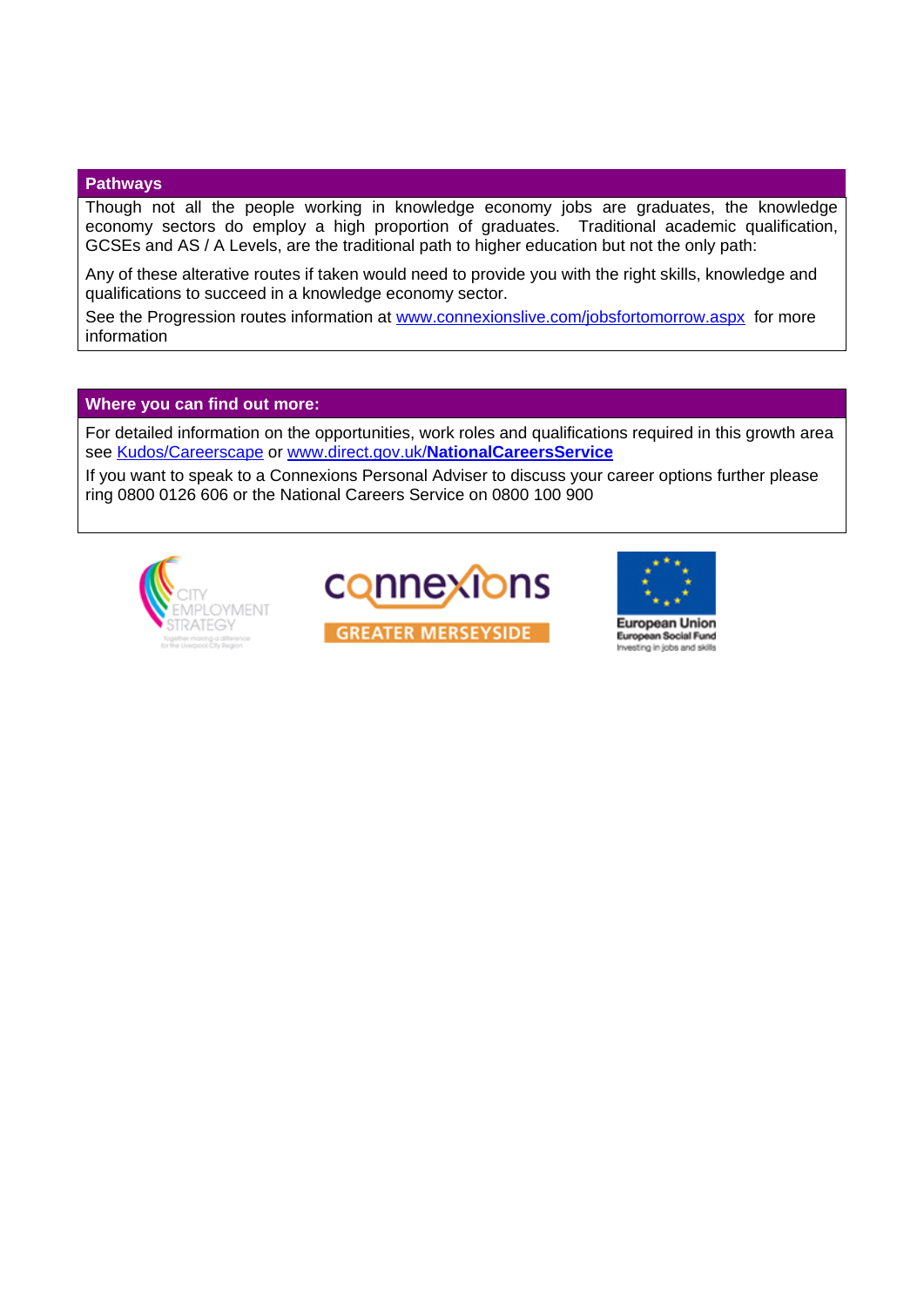## Pathways

Though not all the people working in knowledge economy jobs are graduates, the knowledge economy sectors do employ a high proportion of graduates. Traditional academic qualification, GCSEs and AS / A Levels, are the traditional path to higher education but not the only path:

Any of these alterative routes if taken would need to provide you with the right skills, knowledge and qualifications to succeed in a knowledge economy sector.

See the Progression routes information at www.connexionslive.com/jobsfortomorrow.aspx for more information

## Where you can find out more:

For detailed information on the opportunities, work roles and qualifications required in this growth area see Kudos/Careerscape or www.direct.gov.uk/**NationalCareersService**

If you want to speak to a Connexions Personal Adviser to discuss your career options further please ring 0800 0126 606 or the National Careers Service on 0800 100 900

CITY EMPLOYMENT STRATEGY

connexions GREATER MERSEYSIDE

European Union
European Social Fund
Investing in jobs and skills